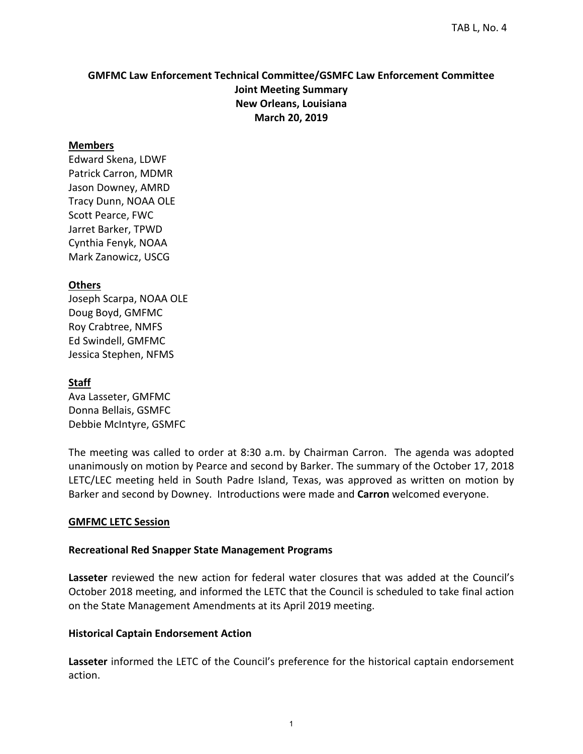TAB L, No. 4

# GMFMC Law Enforcement Technical Committee/GSMFC Law Enforcement Committee
# Joint Meeting Summary
# New Orleans, Louisiana
# March 20, 2019

**Members**

Edward Skena, LDWF
Patrick Carron, MDMR
Jason Downey, AMRD
Tracy Dunn, NOAA OLE
Scott Pearce, FWC
Jarret Barker, TPWD
Cynthia Fenyk, NOAA
Mark Zanowicz, USCG

**Others**

Joseph Scarpa, NOAA OLE
Doug Boyd, GMFMC
Roy Crabtree, NMFS
Ed Swindell, GMFMC
Jessica Stephen, NFMS

**Staff**

Ava Lasseter, GMFMC
Donna Bellais, GSMFC
Debbie McIntyre, GSMFC

The meeting was called to order at 8:30 a.m. by Chairman Carron. The agenda was adopted unanimously on motion by Pearce and second by Barker. The summary of the October 17, 2018 LETC/LEC meeting held in South Padre Island, Texas, was approved as written on motion by Barker and second by Downey. Introductions were made and **Carron** welcomed everyone.

## GMFMC LETC Session

### Recreational Red Snapper State Management Programs

**Lasseter** reviewed the new action for federal water closures that was added at the Council's October 2018 meeting, and informed the LETC that the Council is scheduled to take final action on the State Management Amendments at its April 2019 meeting.

### Historical Captain Endorsement Action

**Lasseter** informed the LETC of the Council's preference for the historical captain endorsement action.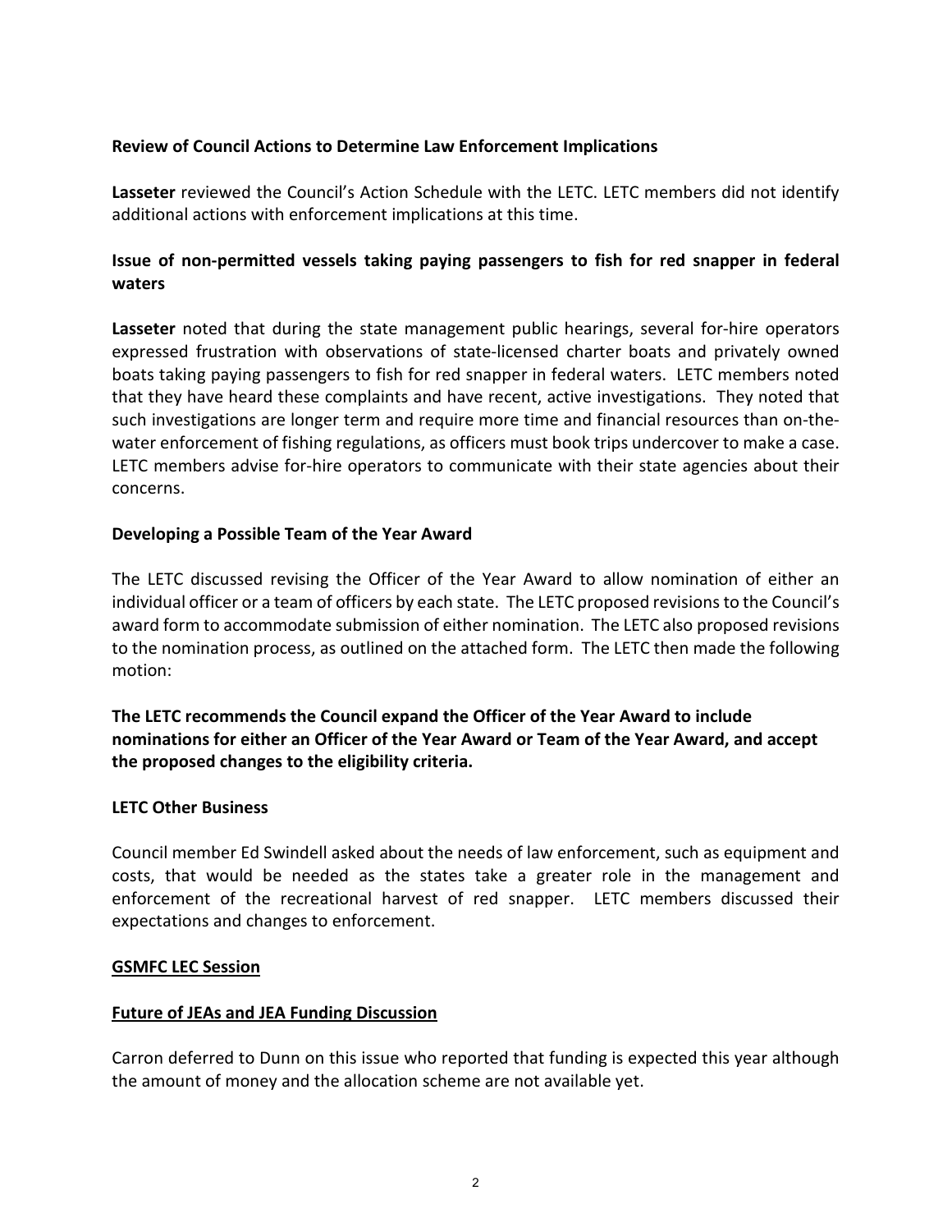### Review of Council Actions to Determine Law Enforcement Implications

**Lasseter** reviewed the Council's Action Schedule with the LETC. LETC members did not identify additional actions with enforcement implications at this time.

### Issue of non-permitted vessels taking paying passengers to fish for red snapper in federal waters

**Lasseter** noted that during the state management public hearings, several for-hire operators expressed frustration with observations of state-licensed charter boats and privately owned boats taking paying passengers to fish for red snapper in federal waters. LETC members noted that they have heard these complaints and have recent, active investigations. They noted that such investigations are longer term and require more time and financial resources than on-the-water enforcement of fishing regulations, as officers must book trips undercover to make a case. LETC members advise for-hire operators to communicate with their state agencies about their concerns.

### Developing a Possible Team of the Year Award

The LETC discussed revising the Officer of the Year Award to allow nomination of either an individual officer or a team of officers by each state. The LETC proposed revisions to the Council's award form to accommodate submission of either nomination. The LETC also proposed revisions to the nomination process, as outlined on the attached form. The LETC then made the following motion:

**The LETC recommends the Council expand the Officer of the Year Award to include nominations for either an Officer of the Year Award or Team of the Year Award, and accept the proposed changes to the eligibility criteria.**

### LETC Other Business

Council member Ed Swindell asked about the needs of law enforcement, such as equipment and costs, that would be needed as the states take a greater role in the management and enforcement of the recreational harvest of red snapper. LETC members discussed their expectations and changes to enforcement.

## GSMFC LEC Session

### Future of JEAs and JEA Funding Discussion

Carron deferred to Dunn on this issue who reported that funding is expected this year although the amount of money and the allocation scheme are not available yet.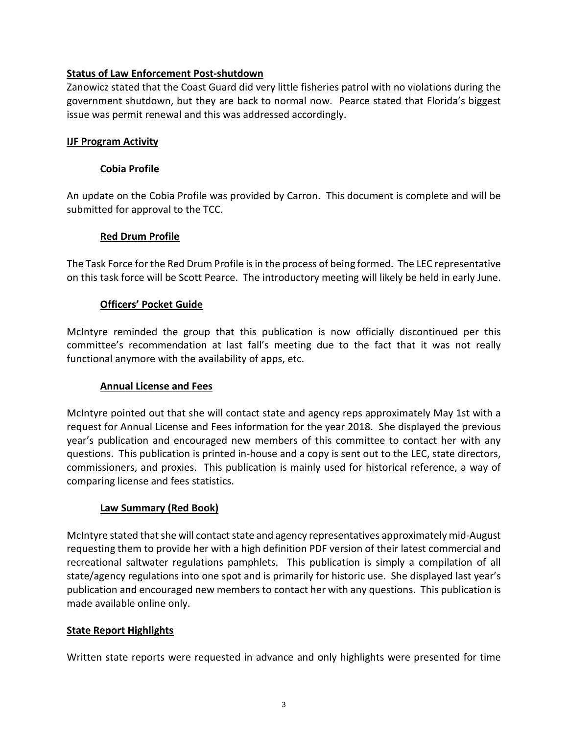**Status of Law Enforcement Post-shutdown**

Zanowicz stated that the Coast Guard did very little fisheries patrol with no violations during the government shutdown, but they are back to normal now. Pearce stated that Florida's biggest issue was permit renewal and this was addressed accordingly.

**IJF Program Activity**

**Cobia Profile**

An update on the Cobia Profile was provided by Carron. This document is complete and will be submitted for approval to the TCC.

**Red Drum Profile**

The Task Force for the Red Drum Profile is in the process of being formed. The LEC representative on this task force will be Scott Pearce. The introductory meeting will likely be held in early June.

**Officers' Pocket Guide**

McIntyre reminded the group that this publication is now officially discontinued per this committee's recommendation at last fall's meeting due to the fact that it was not really functional anymore with the availability of apps, etc.

**Annual License and Fees**

McIntyre pointed out that she will contact state and agency reps approximately May 1st with a request for Annual License and Fees information for the year 2018. She displayed the previous year's publication and encouraged new members of this committee to contact her with any questions. This publication is printed in-house and a copy is sent out to the LEC, state directors, commissioners, and proxies. This publication is mainly used for historical reference, a way of comparing license and fees statistics.

**Law Summary (Red Book)**

McIntyre stated that she will contact state and agency representatives approximately mid-August requesting them to provide her with a high definition PDF version of their latest commercial and recreational saltwater regulations pamphlets. This publication is simply a compilation of all state/agency regulations into one spot and is primarily for historic use. She displayed last year's publication and encouraged new members to contact her with any questions. This publication is made available online only.

**State Report Highlights**

Written state reports were requested in advance and only highlights were presented for time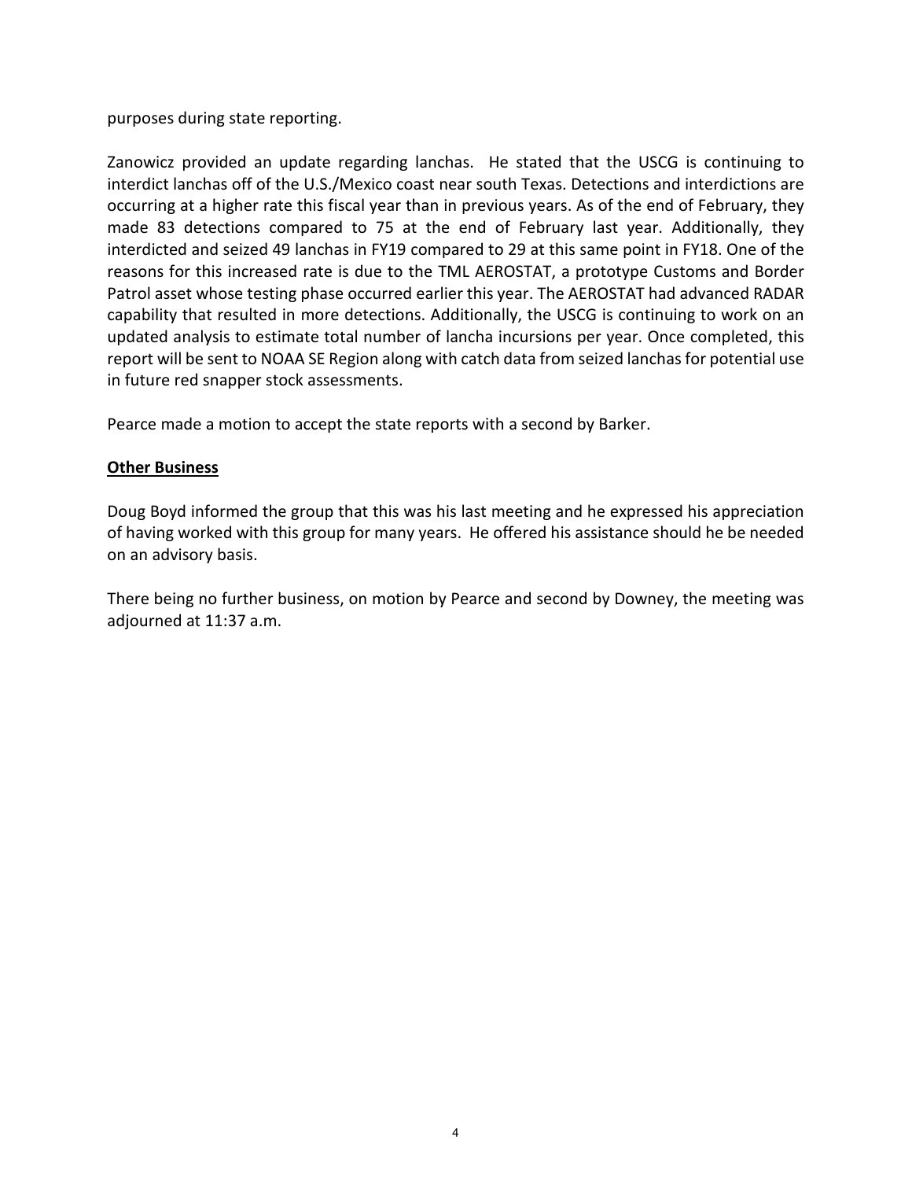purposes during state reporting.

Zanowicz provided an update regarding lanchas. He stated that the USCG is continuing to interdict lanchas off of the U.S./Mexico coast near south Texas. Detections and interdictions are occurring at a higher rate this fiscal year than in previous years. As of the end of February, they made 83 detections compared to 75 at the end of February last year. Additionally, they interdicted and seized 49 lanchas in FY19 compared to 29 at this same point in FY18. One of the reasons for this increased rate is due to the TML AEROSTAT, a prototype Customs and Border Patrol asset whose testing phase occurred earlier this year. The AEROSTAT had advanced RADAR capability that resulted in more detections. Additionally, the USCG is continuing to work on an updated analysis to estimate total number of lancha incursions per year. Once completed, this report will be sent to NOAA SE Region along with catch data from seized lanchas for potential use in future red snapper stock assessments.

Pearce made a motion to accept the state reports with a second by Barker.

**Other Business**

Doug Boyd informed the group that this was his last meeting and he expressed his appreciation of having worked with this group for many years. He offered his assistance should he be needed on an advisory basis.

There being no further business, on motion by Pearce and second by Downey, the meeting was adjourned at 11:37 a.m.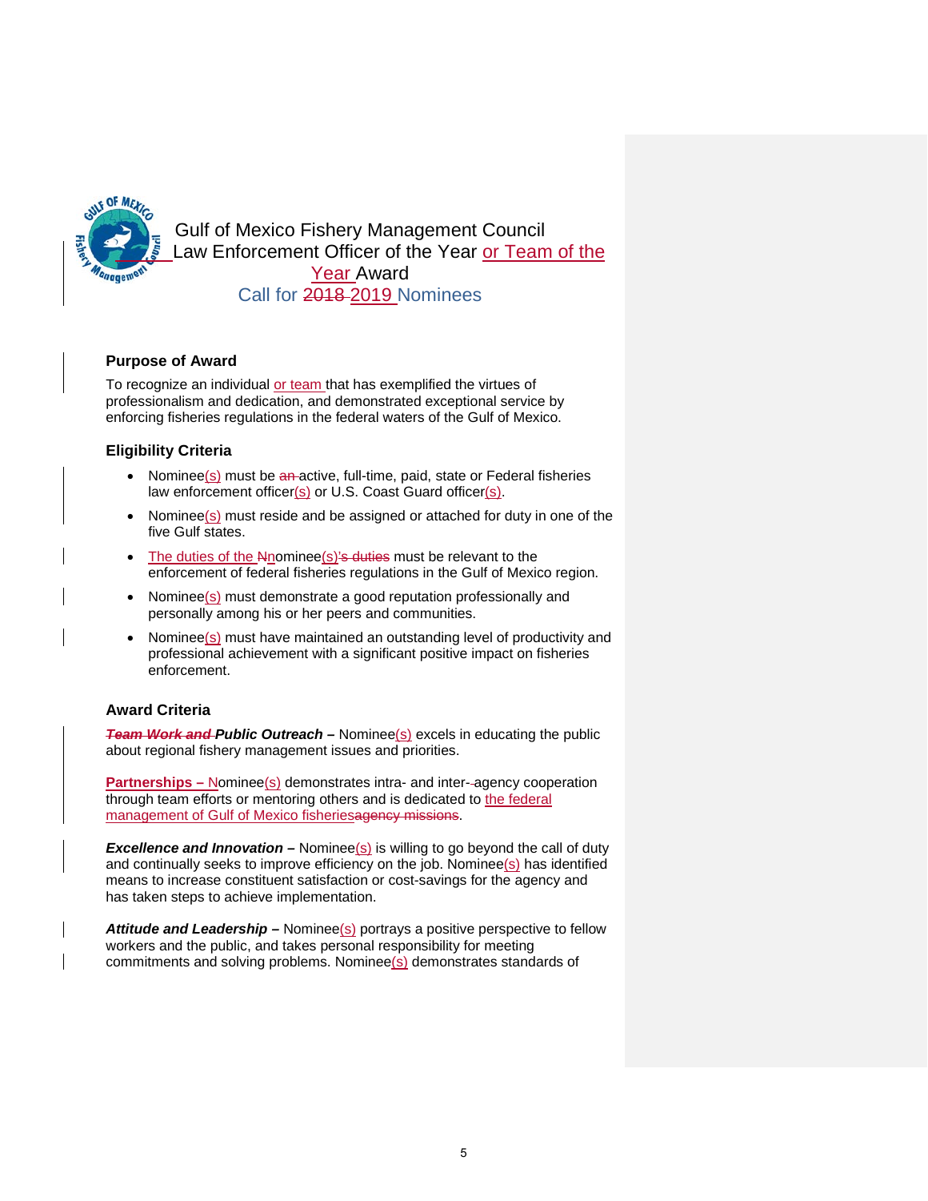Gulf of Mexico Fishery Management Council
Law Enforcement Officer of the Year or Team of the Year Award
Call for ~~2018~~ 2019 Nominees

### Purpose of Award

To recognize an individual or team that has exemplified the virtues of professionalism and dedication, and demonstrated exceptional service by enforcing fisheries regulations in the federal waters of the Gulf of Mexico.

### Eligibility Criteria

- Nominee(s) must be ~~an~~ active, full-time, paid, state or Federal fisheries law enforcement officer(s) or U.S. Coast Guard officer(s).
- Nominee(s) must reside and be assigned or attached for duty in one of the five Gulf states.
- The duties of the ~~N~~nominee(s)~~'s duties~~ must be relevant to the enforcement of federal fisheries regulations in the Gulf of Mexico region.
- Nominee(s) must demonstrate a good reputation professionally and personally among his or her peers and communities.
- Nominee(s) must have maintained an outstanding level of productivity and professional achievement with a significant positive impact on fisheries enforcement.

### Award Criteria

***~~Team Work and~~ Public Outreach* –** Nominee(s) excels in educating the public about regional fishery management issues and priorities.

**Partnerships –** Nominee(s) demonstrates intra- and inter-agency cooperation through team efforts or mentoring others and is dedicated to the federal management of Gulf of Mexico fisheries~~agency missions~~.

***Excellence and Innovation* –** Nominee(s) is willing to go beyond the call of duty and continually seeks to improve efficiency on the job. Nominee(s) has identified means to increase constituent satisfaction or cost-savings for the agency and has taken steps to achieve implementation.

***Attitude and Leadership* –** Nominee(s) portrays a positive perspective to fellow workers and the public, and takes personal responsibility for meeting commitments and solving problems. Nominee(s) demonstrates standards of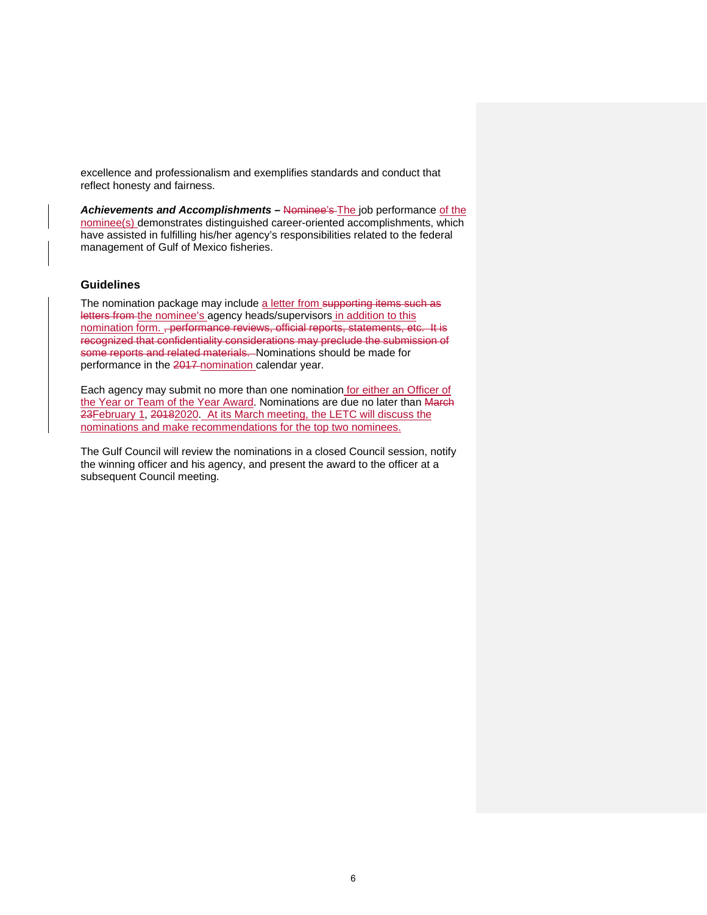excellence and professionalism and exemplifies standards and conduct that reflect honesty and fairness.

***Achievements and Accomplishments*** **–** ~~Nominee's~~ The job performance of the nominee(s) demonstrates distinguished career-oriented accomplishments, which have assisted in fulfilling his/her agency's responsibilities related to the federal management of Gulf of Mexico fisheries.

### Guidelines

The nomination package may include a letter from ~~supporting items such as letters from~~ the nominee's agency heads/supervisors in addition to this nomination form. ~~, performance reviews, official reports, statements, etc. It is recognized that confidentiality considerations may preclude the submission of some reports and related materials.~~ Nominations should be made for performance in the ~~2017~~ nomination calendar year.

Each agency may submit no more than one nomination for either an Officer of the Year or Team of the Year Award. Nominations are due no later than ~~March 23~~February 1, ~~2018~~2020. At its March meeting, the LETC will discuss the nominations and make recommendations for the top two nominees.

The Gulf Council will review the nominations in a closed Council session, notify the winning officer and his agency, and present the award to the officer at a subsequent Council meeting.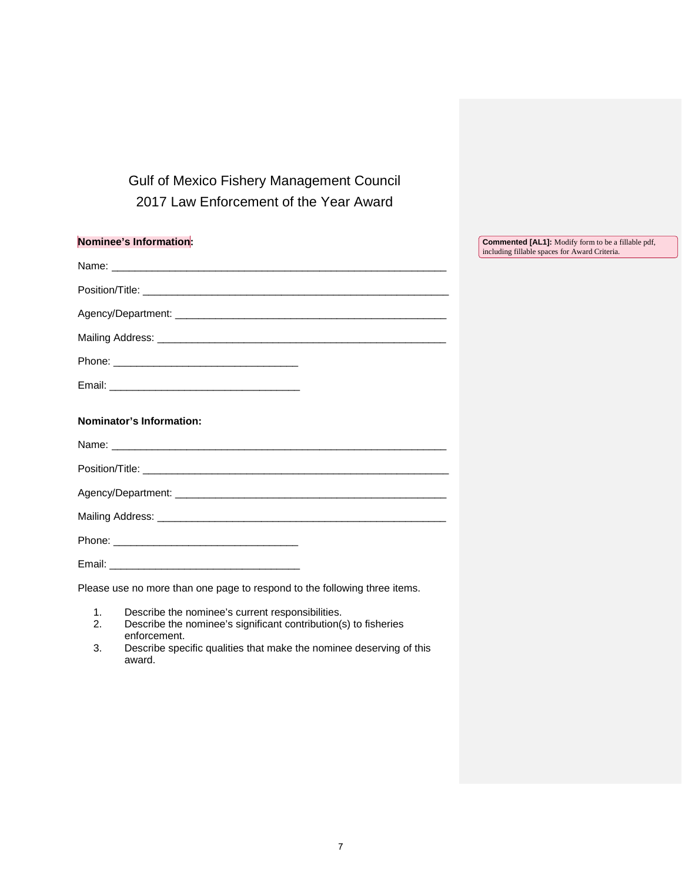# Gulf of Mexico Fishery Management Council
# 2017 Law Enforcement of the Year Award

**Nominee's Information:**

> **Commented [AL1]:** Modify form to be a fillable pdf, including fillable spaces for Award Criteria.

Name: ___________________________________________________________

Position/Title: ______________________________________________________

Agency/Department: _________________________________________________

Mailing Address: ____________________________________________________

Phone: _________________________________

Email: __________________________________

**Nominator's Information:**

Name: ___________________________________________________________

Position/Title: ______________________________________________________

Agency/Department: _________________________________________________

Mailing Address: ____________________________________________________

Phone: _________________________________

Email: __________________________________

Please use no more than one page to respond to the following three items.

1. Describe the nominee's current responsibilities.
2. Describe the nominee's significant contribution(s) to fisheries enforcement.
3. Describe specific qualities that make the nominee deserving of this award.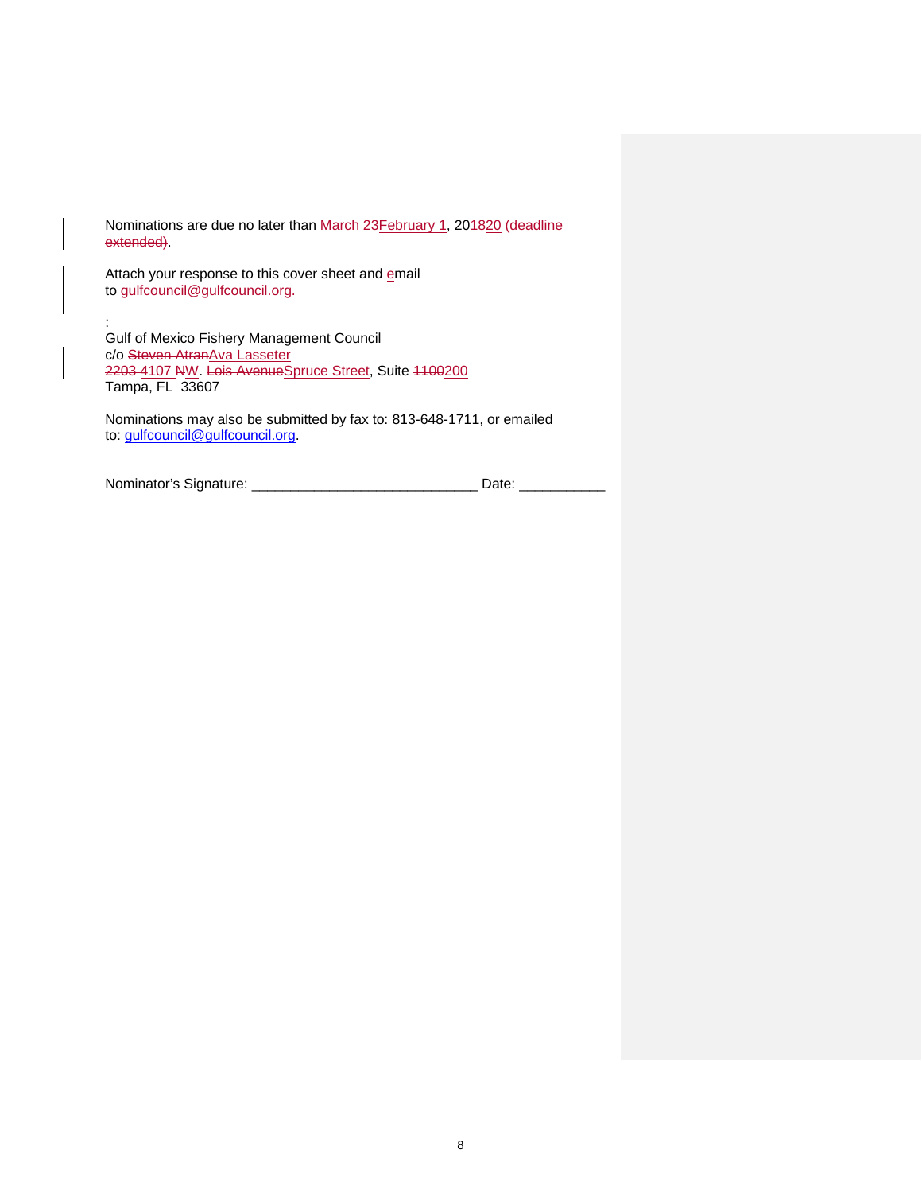Nominations are due no later than ~~March 23~~February 1, 20~~18~~20 ~~(deadline extended)~~.

Attach your response to this cover sheet and email to gulfcouncil@gulfcouncil.org.

:
Gulf of Mexico Fishery Management Council
c/o ~~Steven Atran~~Ava Lasseter
~~2203~~ 4107 ~~N~~W. ~~Lois Avenue~~Spruce Street, Suite ~~1100~~200
Tampa, FL 33607

Nominations may also be submitted by fax to: 813-648-1711, or emailed to: gulfcouncil@gulfcouncil.org.

Nominator's Signature: _____________________________ Date: ___________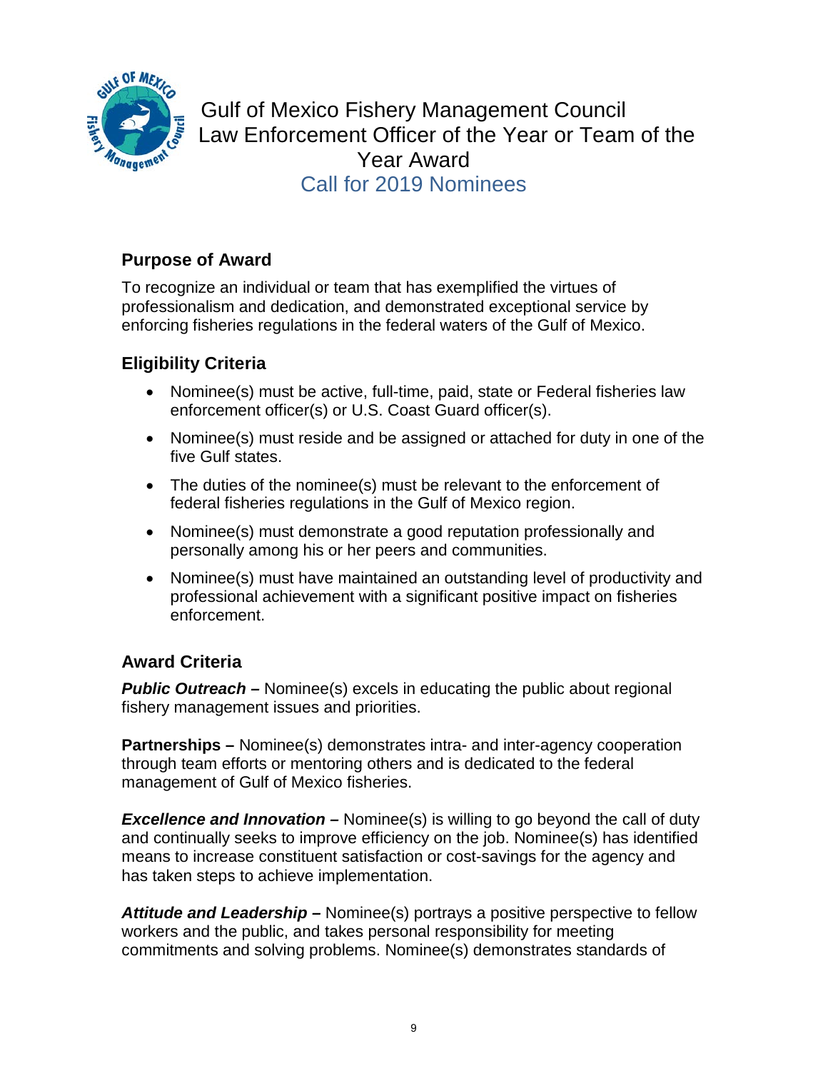# Gulf of Mexico Fishery Management Council
# Law Enforcement Officer of the Year or Team of the Year Award
## Call for 2019 Nominees

### Purpose of Award

To recognize an individual or team that has exemplified the virtues of professionalism and dedication, and demonstrated exceptional service by enforcing fisheries regulations in the federal waters of the Gulf of Mexico.

### Eligibility Criteria

- Nominee(s) must be active, full-time, paid, state or Federal fisheries law enforcement officer(s) or U.S. Coast Guard officer(s).
- Nominee(s) must reside and be assigned or attached for duty in one of the five Gulf states.
- The duties of the nominee(s) must be relevant to the enforcement of federal fisheries regulations in the Gulf of Mexico region.
- Nominee(s) must demonstrate a good reputation professionally and personally among his or her peers and communities.
- Nominee(s) must have maintained an outstanding level of productivity and professional achievement with a significant positive impact on fisheries enforcement.

### Award Criteria

***Public Outreach –*** Nominee(s) excels in educating the public about regional fishery management issues and priorities.

**Partnerships –** Nominee(s) demonstrates intra- and inter-agency cooperation through team efforts or mentoring others and is dedicated to the federal management of Gulf of Mexico fisheries.

***Excellence and Innovation –*** Nominee(s) is willing to go beyond the call of duty and continually seeks to improve efficiency on the job. Nominee(s) has identified means to increase constituent satisfaction or cost-savings for the agency and has taken steps to achieve implementation.

***Attitude and Leadership –*** Nominee(s) portrays a positive perspective to fellow workers and the public, and takes personal responsibility for meeting commitments and solving problems. Nominee(s) demonstrates standards of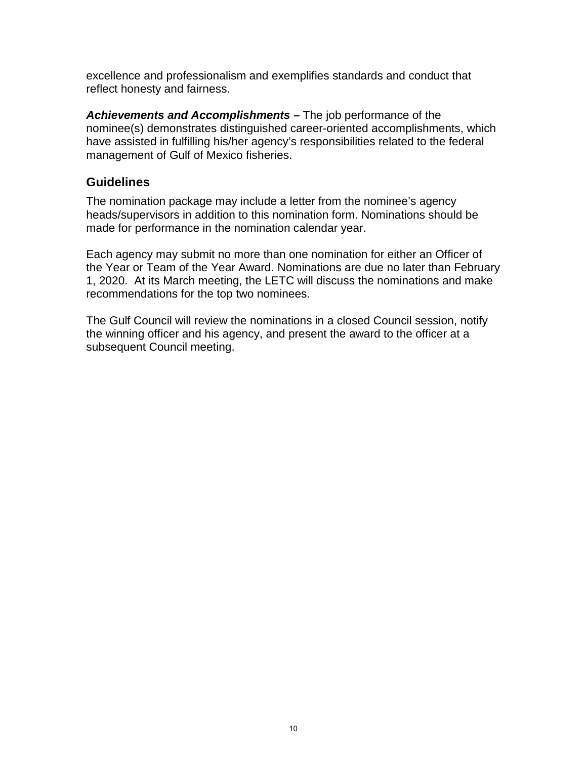excellence and professionalism and exemplifies standards and conduct that reflect honesty and fairness.

***Achievements and Accomplishments –*** The job performance of the nominee(s) demonstrates distinguished career-oriented accomplishments, which have assisted in fulfilling his/her agency's responsibilities related to the federal management of Gulf of Mexico fisheries.

## Guidelines

The nomination package may include a letter from the nominee's agency heads/supervisors in addition to this nomination form. Nominations should be made for performance in the nomination calendar year.

Each agency may submit no more than one nomination for either an Officer of the Year or Team of the Year Award. Nominations are due no later than February 1, 2020. At its March meeting, the LETC will discuss the nominations and make recommendations for the top two nominees.

The Gulf Council will review the nominations in a closed Council session, notify the winning officer and his agency, and present the award to the officer at a subsequent Council meeting.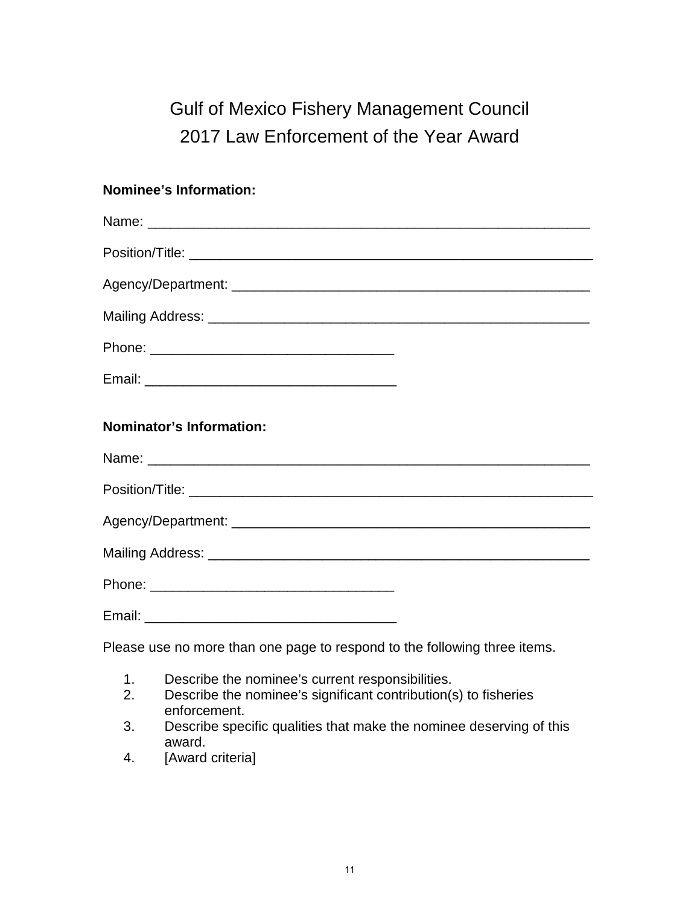# Gulf of Mexico Fishery Management Council
## 2017 Law Enforcement of the Year Award

**Nominee's Information:**

Name: ___________________________________________________________

Position/Title: _____________________________________________________

Agency/Department: ________________________________________________

Mailing Address: ___________________________________________________

Phone: ________________________________

Email: _________________________________

**Nominator's Information:**

Name: ___________________________________________________________

Position/Title: _____________________________________________________

Agency/Department: ________________________________________________

Mailing Address: ___________________________________________________

Phone: ________________________________

Email: _________________________________

Please use no more than one page to respond to the following three items.

1. Describe the nominee's current responsibilities.
2. Describe the nominee's significant contribution(s) to fisheries enforcement.
3. Describe specific qualities that make the nominee deserving of this award.
4. [Award criteria]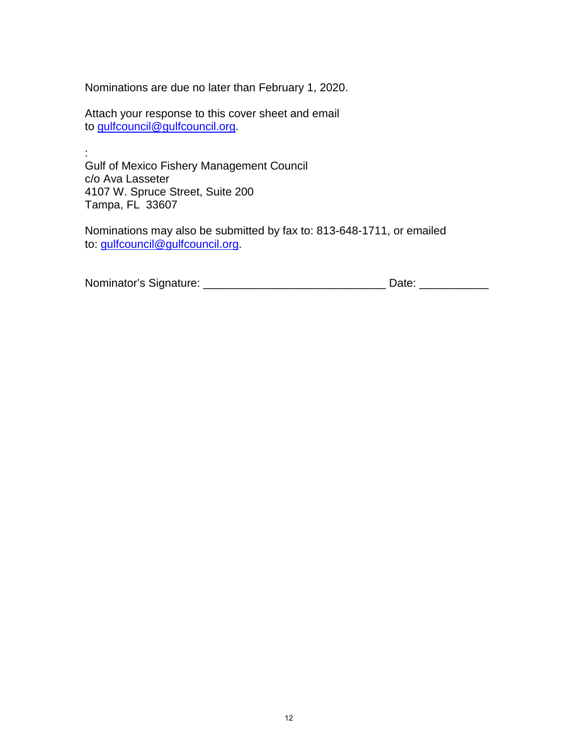Nominations are due no later than February 1, 2020.

Attach your response to this cover sheet and email to gulfcouncil@gulfcouncil.org.

:
Gulf of Mexico Fishery Management Council
c/o Ava Lasseter
4107 W. Spruce Street, Suite 200
Tampa, FL  33607

Nominations may also be submitted by fax to: 813-648-1711, or emailed to: gulfcouncil@gulfcouncil.org.

Nominator's Signature: _____________________________ Date: ___________